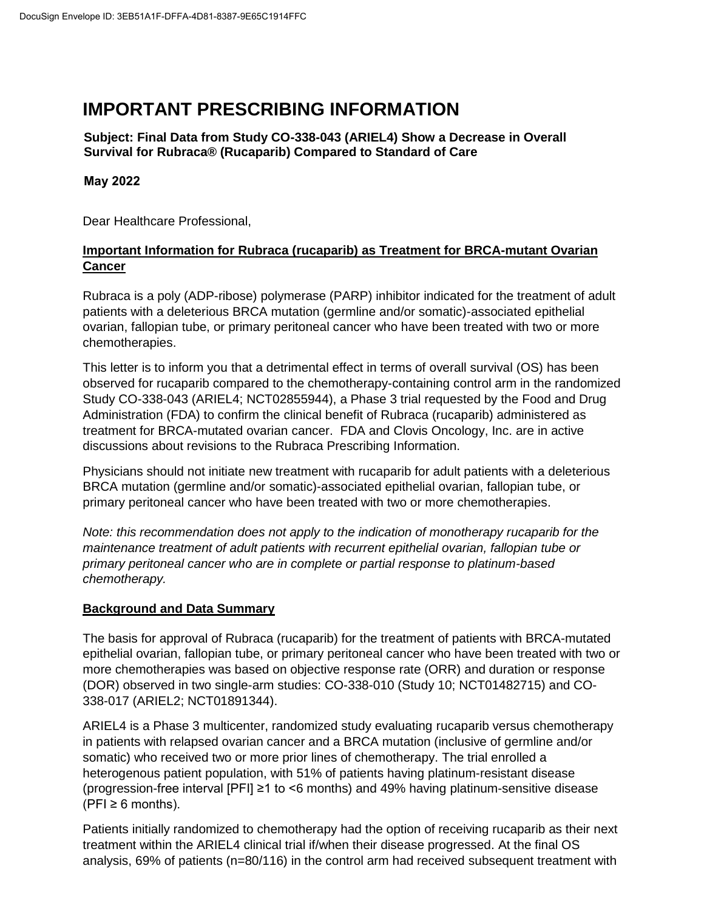# IMPORTANT PRESCRIBING INFORMATION

**Subject: Final Data from Study CO-338-043 (ARIEL4) Show a Decrease in Overall Survival for Rubraca® (Rucaparib) Compared to Standard of Care**

**May 2022**

Dear Healthcare Professional,

**Important Information for Rubraca (rucaparib) as Treatment for BRCA-mutant Ovarian Cancer**

Rubraca is a poly (ADP-ribose) polymerase (PARP) inhibitor indicated for the treatment of adult patients with a deleterious BRCA mutation (germline and/or somatic)-associated epithelial ovarian, fallopian tube, or primary peritoneal cancer who have been treated with two or more chemotherapies.

This letter is to inform you that a detrimental effect in terms of overall survival (OS) has been observed for rucaparib compared to the chemotherapy-containing control arm in the randomized Study CO-338-043 (ARIEL4; NCT02855944), a Phase 3 trial requested by the Food and Drug Administration (FDA) to confirm the clinical benefit of Rubraca (rucaparib) administered as treatment for BRCA-mutated ovarian cancer. FDA and Clovis Oncology, Inc. are in active discussions about revisions to the Rubraca Prescribing Information.

Physicians should not initiate new treatment with rucaparib for adult patients with a deleterious BRCA mutation (germline and/or somatic)-associated epithelial ovarian, fallopian tube, or primary peritoneal cancer who have been treated with two or more chemotherapies.

*Note: this recommendation does not apply to the indication of monotherapy rucaparib for the maintenance treatment of adult patients with recurrent epithelial ovarian, fallopian tube or primary peritoneal cancer who are in complete or partial response to platinum-based chemotherapy.*

**Background and Data Summary**

The basis for approval of Rubraca (rucaparib) for the treatment of patients with BRCA-mutated epithelial ovarian, fallopian tube, or primary peritoneal cancer who have been treated with two or more chemotherapies was based on objective response rate (ORR) and duration or response (DOR) observed in two single-arm studies: CO-338-010 (Study 10; NCT01482715) and CO-338-017 (ARIEL2; NCT01891344).

ARIEL4 is a Phase 3 multicenter, randomized study evaluating rucaparib versus chemotherapy in patients with relapsed ovarian cancer and a BRCA mutation (inclusive of germline and/or somatic) who received two or more prior lines of chemotherapy. The trial enrolled a heterogenous patient population, with 51% of patients having platinum-resistant disease (progression-free interval [PFI] ≥1 to <6 months) and 49% having platinum-sensitive disease (PFI ≥ 6 months).

Patients initially randomized to chemotherapy had the option of receiving rucaparib as their next treatment within the ARIEL4 clinical trial if/when their disease progressed. At the final OS analysis, 69% of patients (n=80/116) in the control arm had received subsequent treatment with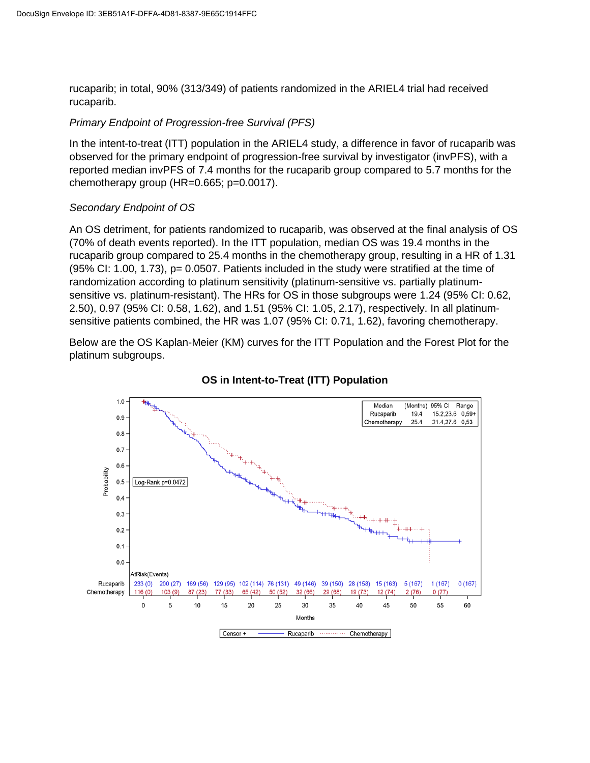rucaparib; in total, 90% (313/349) of patients randomized in the ARIEL4 trial had received rucaparib.

*Primary Endpoint of Progression-free Survival (PFS)*

In the intent-to-treat (ITT) population in the ARIEL4 study, a difference in favor of rucaparib was observed for the primary endpoint of progression-free survival by investigator (invPFS), with a reported median invPFS of 7.4 months for the rucaparib group compared to 5.7 months for the chemotherapy group (HR=0.665; p=0.0017).

*Secondary Endpoint of OS*

An OS detriment, for patients randomized to rucaparib, was observed at the final analysis of OS (70% of death events reported). In the ITT population, median OS was 19.4 months in the rucaparib group compared to 25.4 months in the chemotherapy group, resulting in a HR of 1.31 (95% CI: 1.00, 1.73), p= 0.0507. Patients included in the study were stratified at the time of randomization according to platinum sensitivity (platinum-sensitive vs. partially platinum-sensitive vs. platinum-resistant). The HRs for OS in those subgroups were 1.24 (95% CI: 0.62, 2.50), 0.97 (95% CI: 0.58, 1.62), and 1.51 (95% CI: 1.05, 2.17), respectively. In all platinum-sensitive patients combined, the HR was 1.07 (95% CI: 0.71, 1.62), favoring chemotherapy.

Below are the OS Kaplan-Meier (KM) curves for the ITT Population and the Forest Plot for the platinum subgroups.

**OS in Intent-to-Treat (ITT) Population**

| Median | (Months) | 95% CI | Range |
|---|---|---|---|
| Rucaparib | 19.4 | 15.2,23.6 | 0,59+ |
| Chemotherapy | 25.4 | 21.4,27.6 | 0,53 |

Log-Rank p=0.0472

AtRisk(Events)

| Months | 0 | 5 | 10 | 15 | 20 | 25 | 30 | 35 | 40 | 45 | 50 | 55 | 60 |
|---|---|---|---|---|---|---|---|---|---|---|---|---|---|
| Rucaparib | 233 (0) | 200 (27) | 169 (56) | 129 (95) | 102 (114) | 76 (131) | 49 (146) | 39 (150) | 28 (158) | 15 (163) | 5 (167) | 1 (167) | 0 (167) |
| Chemotherapy | 116 (0) | 103 (9) | 87 (23) | 77 (33) | 65 (42) | 50 (52) | 32 (66) | 29 (68) | 19 (73) | 12 (74) | 2 (76) | 0 (77) | |

Censor + — Rucaparib ······ Chemotherapy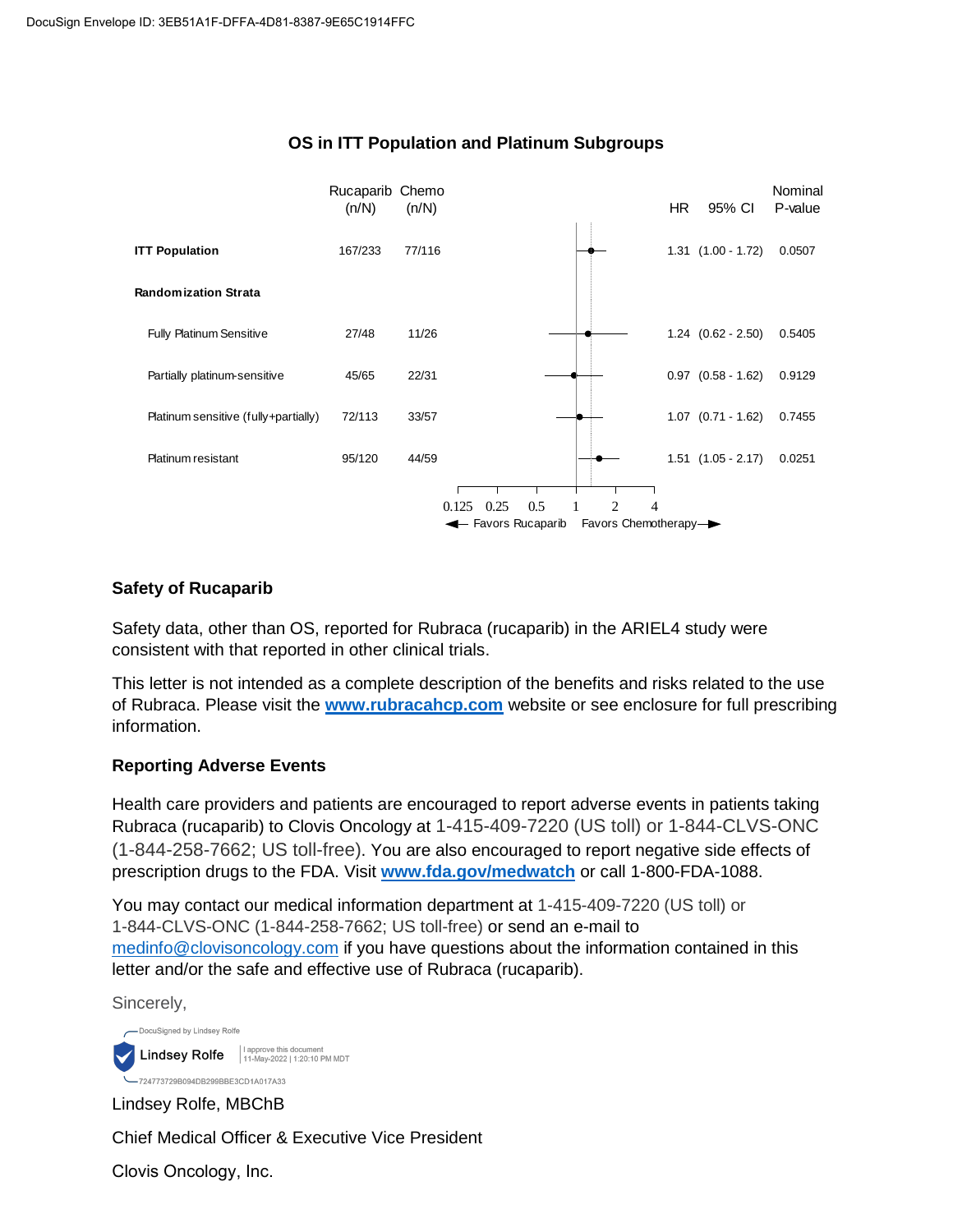DocuSign Envelope ID: 3EB51A1F-DFFA-4D81-8387-9E65C1914FFC

**OS in ITT Population and Platinum Subgroups**

Rucaparib (n/N) Chemo (n/N) HR 95% CI Nominal P-value

ITT Population 167/233 77/116 1.31 (1.00 - 1.72) 0.0507

Randomization Strata

Fully Platinum Sensitive 27/48 11/26 1.24 (0.62 - 2.50) 0.5405

Partially platinum-sensitive 45/65 22/31 0.97 (0.58 - 1.62) 0.9129

Platinum sensitive (fully+partially) 72/113 33/57 1.07 (0.71 - 1.62) 0.7455

Platinum resistant 95/120 44/59 1.51 (1.05 - 2.17) 0.0251

0.125 0.25 0.5 1 2 4

◄ Favors Rucaparib Favors Chemotherapy ►

## Safety of Rucaparib

Safety data, other than OS, reported for Rubraca (rucaparib) in the ARIEL4 study were consistent with that reported in other clinical trials.

This letter is not intended as a complete description of the benefits and risks related to the use of Rubraca. Please visit the **www.rubracahcp.com** website or see enclosure for full prescribing information.

## Reporting Adverse Events

Health care providers and patients are encouraged to report adverse events in patients taking Rubraca (rucaparib) to Clovis Oncology at 1-415-409-7220 (US toll) or 1-844-CLVS-ONC (1-844-258-7662; US toll-free). You are also encouraged to report negative side effects of prescription drugs to the FDA. Visit **www.fda.gov/medwatch** or call 1-800-FDA-1088.

You may contact our medical information department at 1-415-409-7220 (US toll) or 1-844-CLVS-ONC (1-844-258-7662; US toll-free) or send an e-mail to medinfo@clovisoncology.com if you have questions about the information contained in this letter and/or the safe and effective use of Rubraca (rucaparib).

Sincerely,

DocuSigned by Lindsey Rolfe
Lindsey Rolfe | I approve this document 11-May-2022 | 1:20:10 PM MDT
724773729B094DB299BBE3CD1A017A33

Lindsey Rolfe, MBChB

Chief Medical Officer & Executive Vice President

Clovis Oncology, Inc.